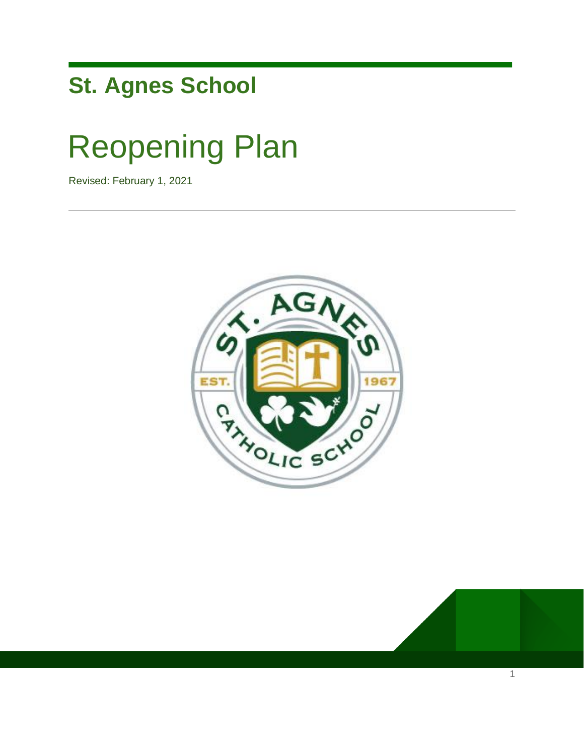**St. Agnes School**

# Reopening Plan

Revised: February 1, 2021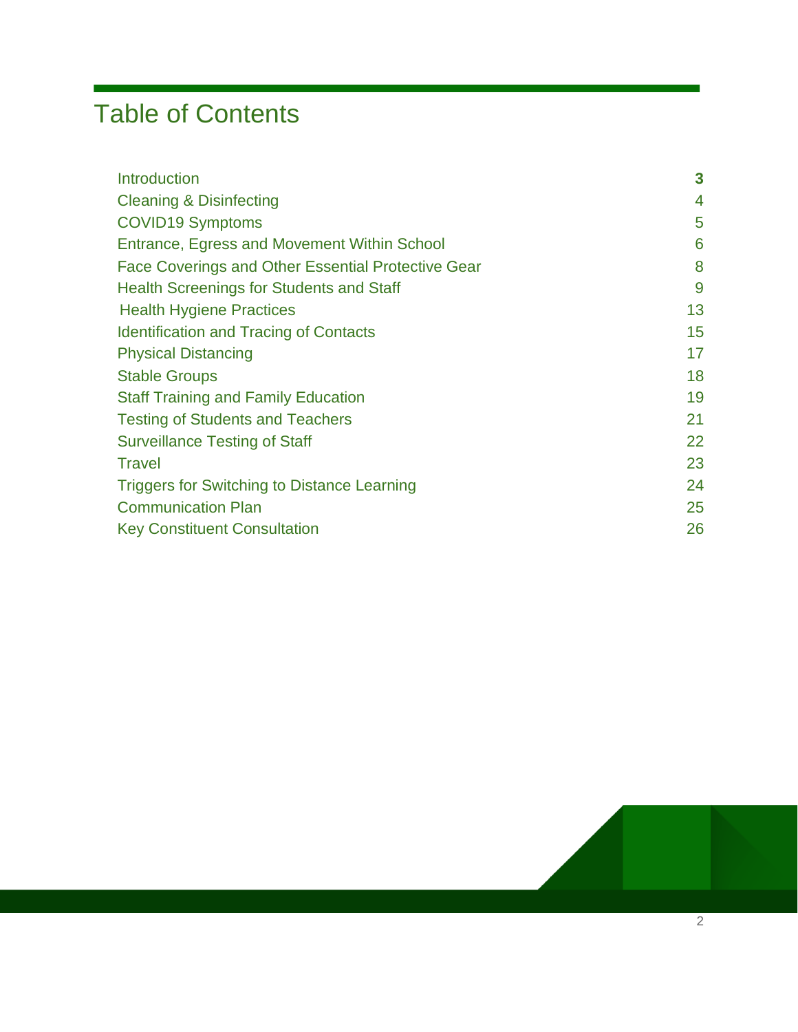# Table of Contents

| | |
|---|---|
| Introduction | **3** |
| Cleaning & Disinfecting | 4 |
| COVID19 Symptoms | 5 |
| Entrance, Egress and Movement Within School | 6 |
| Face Coverings and Other Essential Protective Gear | 8 |
| Health Screenings for Students and Staff | 9 |
| Health Hygiene Practices | 13 |
| Identification and Tracing of Contacts | 15 |
| Physical Distancing | 17 |
| Stable Groups | 18 |
| Staff Training and Family Education | 19 |
| Testing of Students and Teachers | 21 |
| Surveillance Testing of Staff | 22 |
| Travel | 23 |
| Triggers for Switching to Distance Learning | 24 |
| Communication Plan | 25 |
| Key Constituent Consultation | 26 |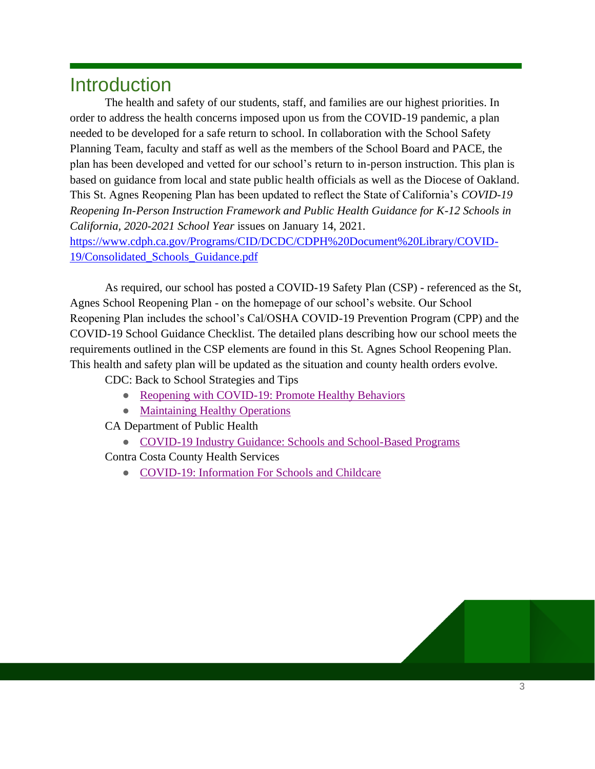# Introduction

The health and safety of our students, staff, and families are our highest priorities. In order to address the health concerns imposed upon us from the COVID-19 pandemic, a plan needed to be developed for a safe return to school. In collaboration with the School Safety Planning Team, faculty and staff as well as the members of the School Board and PACE, the plan has been developed and vetted for our school's return to in-person instruction. This plan is based on guidance from local and state public health officials as well as the Diocese of Oakland. This St. Agnes Reopening Plan has been updated to reflect the State of California's *COVID-19 Reopening In-Person Instruction Framework and Public Health Guidance for K-12 Schools in California, 2020-2021 School Year* issues on January 14, 2021. https://www.cdph.ca.gov/Programs/CID/DCDC/CDPH%20Document%20Library/COVID-19/Consolidated_Schools_Guidance.pdf

As required, our school has posted a COVID-19 Safety Plan (CSP) - referenced as the St, Agnes School Reopening Plan - on the homepage of our school's website. Our School Reopening Plan includes the school's Cal/OSHA COVID-19 Prevention Program (CPP) and the COVID-19 School Guidance Checklist. The detailed plans describing how our school meets the requirements outlined in the CSP elements are found in this St. Agnes School Reopening Plan. This health and safety plan will be updated as the situation and county health orders evolve.

CDC: Back to School Strategies and Tips

- Reopening with COVID-19: Promote Healthy Behaviors
- Maintaining Healthy Operations

CA Department of Public Health

- COVID-19 Industry Guidance: Schools and School-Based Programs

Contra Costa County Health Services

- COVID-19: Information For Schools and Childcare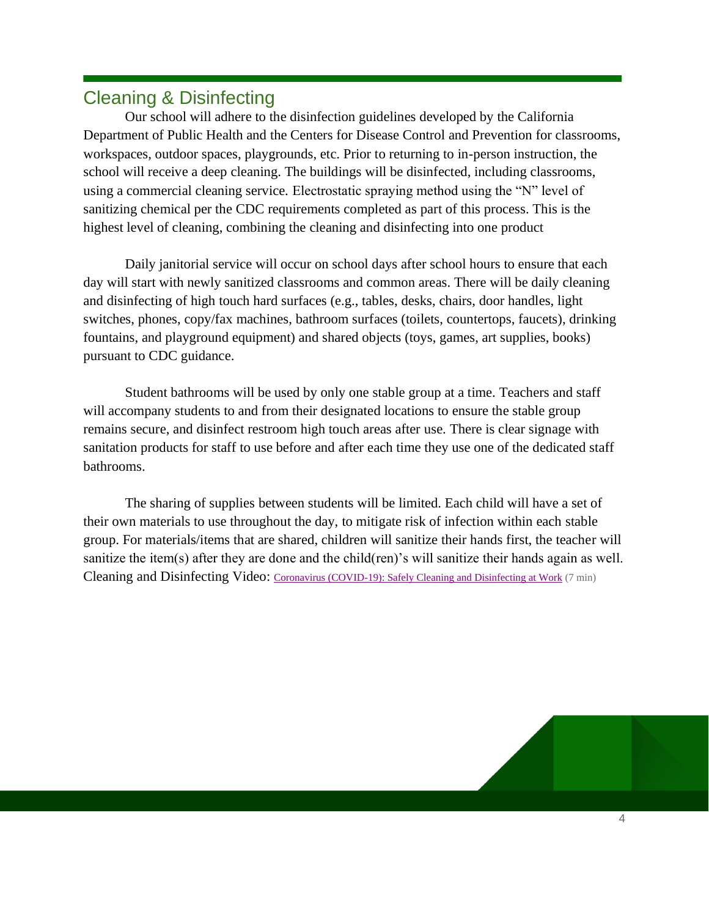## Cleaning & Disinfecting

Our school will adhere to the disinfection guidelines developed by the California Department of Public Health and the Centers for Disease Control and Prevention for classrooms, workspaces, outdoor spaces, playgrounds, etc. Prior to returning to in-person instruction, the school will receive a deep cleaning. The buildings will be disinfected, including classrooms, using a commercial cleaning service. Electrostatic spraying method using the "N" level of sanitizing chemical per the CDC requirements completed as part of this process. This is the highest level of cleaning, combining the cleaning and disinfecting into one product

Daily janitorial service will occur on school days after school hours to ensure that each day will start with newly sanitized classrooms and common areas. There will be daily cleaning and disinfecting of high touch hard surfaces (e.g., tables, desks, chairs, door handles, light switches, phones, copy/fax machines, bathroom surfaces (toilets, countertops, faucets), drinking fountains, and playground equipment) and shared objects (toys, games, art supplies, books) pursuant to CDC guidance.

Student bathrooms will be used by only one stable group at a time. Teachers and staff will accompany students to and from their designated locations to ensure the stable group remains secure, and disinfect restroom high touch areas after use. There is clear signage with sanitation products for staff to use before and after each time they use one of the dedicated staff bathrooms.

The sharing of supplies between students will be limited. Each child will have a set of their own materials to use throughout the day, to mitigate risk of infection within each stable group. For materials/items that are shared, children will sanitize their hands first, the teacher will sanitize the item(s) after they are done and the child(ren)'s will sanitize their hands again as well. Cleaning and Disinfecting Video: Coronavirus (COVID-19): Safely Cleaning and Disinfecting at Work (7 min)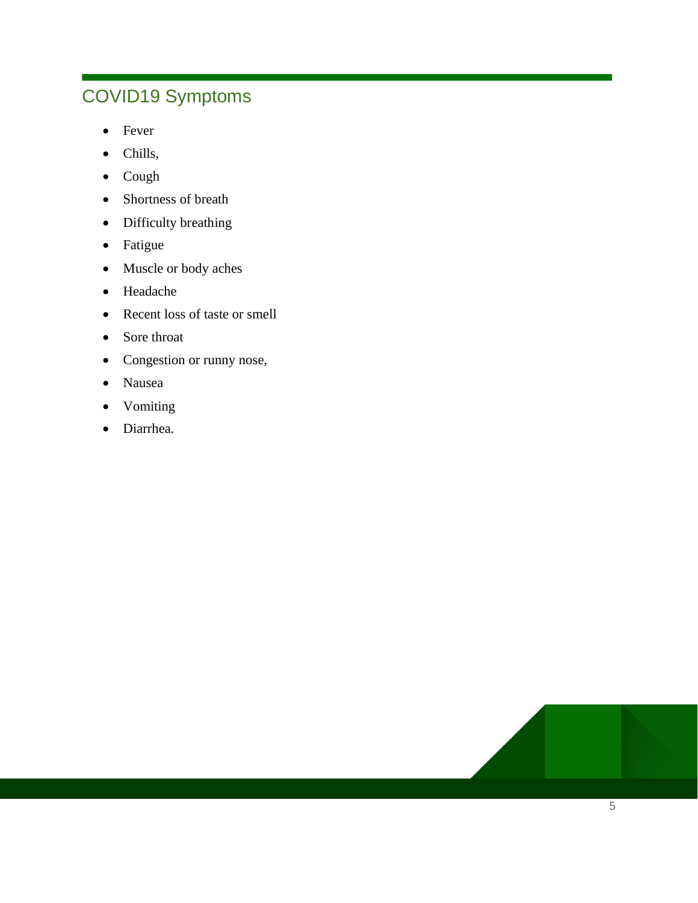## COVID19 Symptoms

- Fever
- Chills,
- Cough
- Shortness of breath
- Difficulty breathing
- Fatigue
- Muscle or body aches
- Headache
- Recent loss of taste or smell
- Sore throat
- Congestion or runny nose,
- Nausea
- Vomiting
- Diarrhea.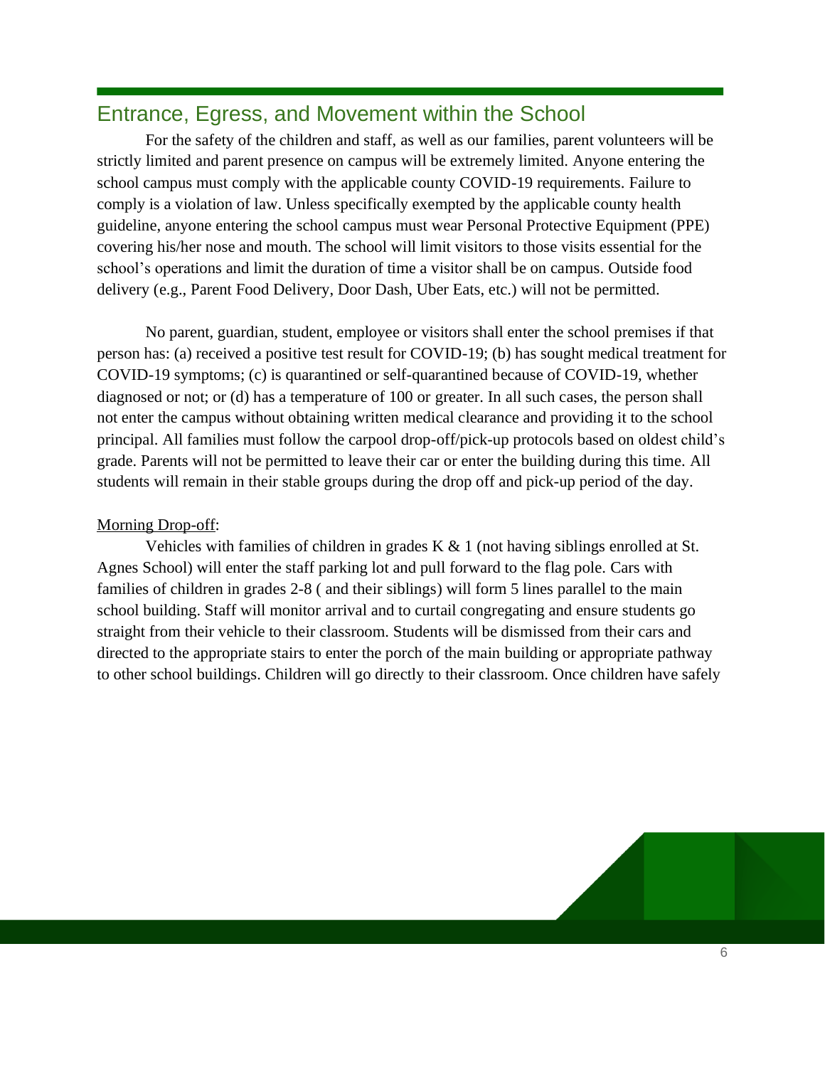## Entrance, Egress, and Movement within the School

For the safety of the children and staff, as well as our families, parent volunteers will be strictly limited and parent presence on campus will be extremely limited. Anyone entering the school campus must comply with the applicable county COVID-19 requirements. Failure to comply is a violation of law. Unless specifically exempted by the applicable county health guideline, anyone entering the school campus must wear Personal Protective Equipment (PPE) covering his/her nose and mouth. The school will limit visitors to those visits essential for the school's operations and limit the duration of time a visitor shall be on campus. Outside food delivery (e.g., Parent Food Delivery, Door Dash, Uber Eats, etc.) will not be permitted.

No parent, guardian, student, employee or visitors shall enter the school premises if that person has: (a) received a positive test result for COVID-19; (b) has sought medical treatment for COVID-19 symptoms; (c) is quarantined or self-quarantined because of COVID-19, whether diagnosed or not; or (d) has a temperature of 100 or greater. In all such cases, the person shall not enter the campus without obtaining written medical clearance and providing it to the school principal. All families must follow the carpool drop-off/pick-up protocols based on oldest child's grade. Parents will not be permitted to leave their car or enter the building during this time. All students will remain in their stable groups during the drop off and pick-up period of the day.

Morning Drop-off:

Vehicles with families of children in grades K & 1 (not having siblings enrolled at St. Agnes School) will enter the staff parking lot and pull forward to the flag pole. Cars with families of children in grades 2-8 ( and their siblings) will form 5 lines parallel to the main school building. Staff will monitor arrival and to curtail congregating and ensure students go straight from their vehicle to their classroom. Students will be dismissed from their cars and directed to the appropriate stairs to enter the porch of the main building or appropriate pathway to other school buildings. Children will go directly to their classroom. Once children have safely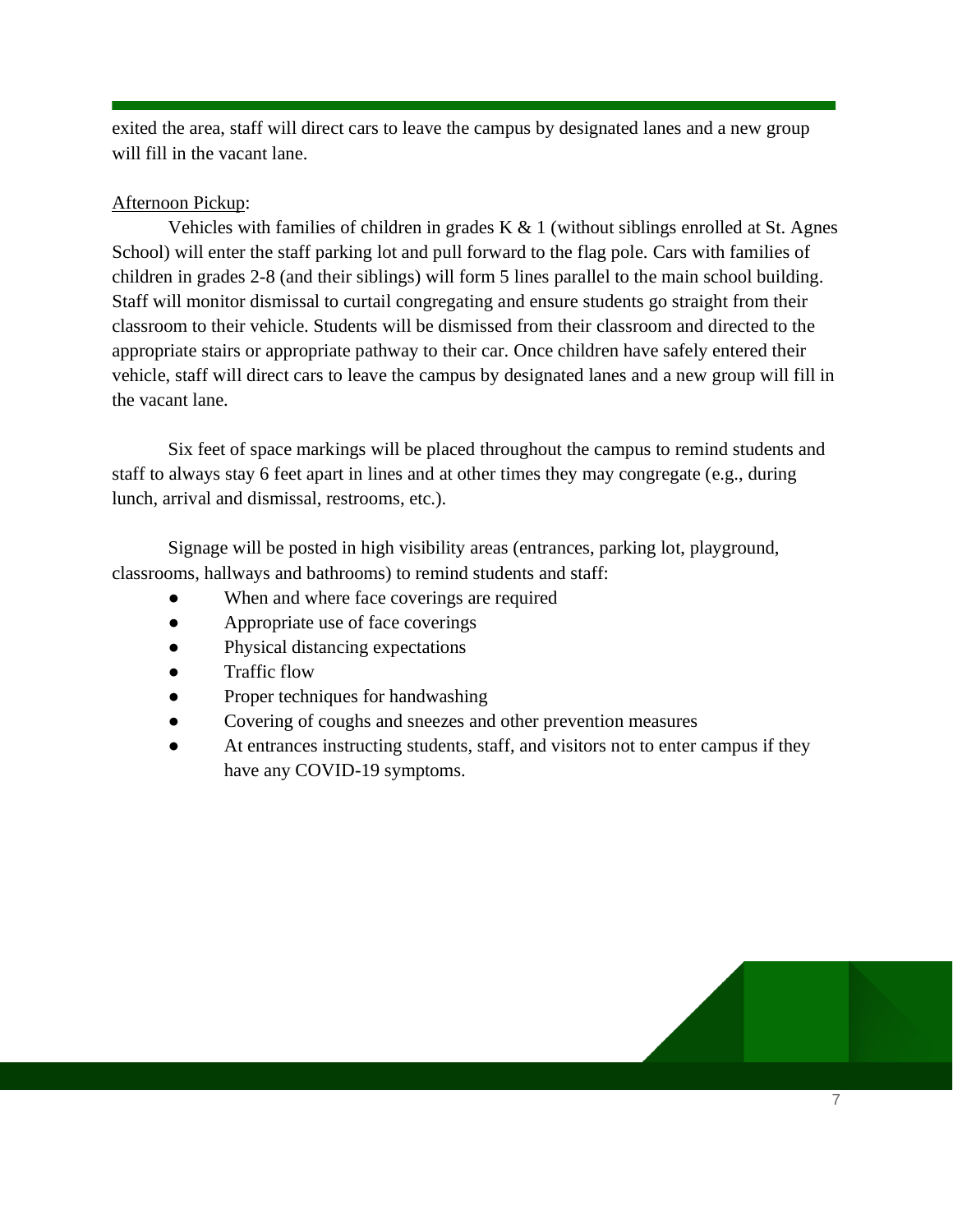exited the area, staff will direct cars to leave the campus by designated lanes and a new group will fill in the vacant lane.

Afternoon Pickup:

Vehicles with families of children in grades K & 1 (without siblings enrolled at St. Agnes School) will enter the staff parking lot and pull forward to the flag pole. Cars with families of children in grades 2-8 (and their siblings) will form 5 lines parallel to the main school building. Staff will monitor dismissal to curtail congregating and ensure students go straight from their classroom to their vehicle. Students will be dismissed from their classroom and directed to the appropriate stairs or appropriate pathway to their car. Once children have safely entered their vehicle, staff will direct cars to leave the campus by designated lanes and a new group will fill in the vacant lane.

Six feet of space markings will be placed throughout the campus to remind students and staff to always stay 6 feet apart in lines and at other times they may congregate (e.g., during lunch, arrival and dismissal, restrooms, etc.).

Signage will be posted in high visibility areas (entrances, parking lot, playground, classrooms, hallways and bathrooms) to remind students and staff:

- When and where face coverings are required
- Appropriate use of face coverings
- Physical distancing expectations
- Traffic flow
- Proper techniques for handwashing
- Covering of coughs and sneezes and other prevention measures
- At entrances instructing students, staff, and visitors not to enter campus if they have any COVID-19 symptoms.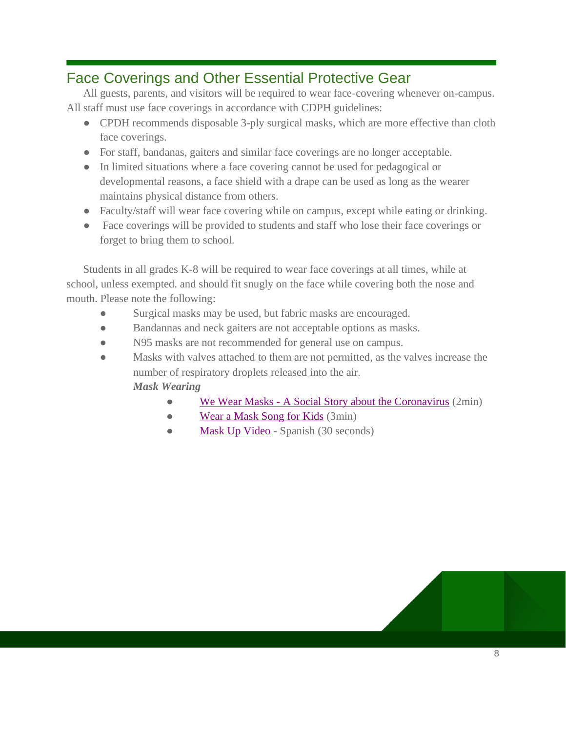## Face Coverings and Other Essential Protective Gear

All guests, parents, and visitors will be required to wear face-covering whenever on-campus. All staff must use face coverings in accordance with CDPH guidelines:

- CPDH recommends disposable 3-ply surgical masks, which are more effective than cloth face coverings.
- For staff, bandanas, gaiters and similar face coverings are no longer acceptable.
- In limited situations where a face covering cannot be used for pedagogical or developmental reasons, a face shield with a drape can be used as long as the wearer maintains physical distance from others.
- Faculty/staff will wear face covering while on campus, except while eating or drinking.
- Face coverings will be provided to students and staff who lose their face coverings or forget to bring them to school.

Students in all grades K-8 will be required to wear face coverings at all times, while at school, unless exempted. and should fit snugly on the face while covering both the nose and mouth. Please note the following:

- Surgical masks may be used, but fabric masks are encouraged.
- Bandannas and neck gaiters are not acceptable options as masks.
- N95 masks are not recommended for general use on campus.
- Masks with valves attached to them are not permitted, as the valves increase the number of respiratory droplets released into the air.

  ***Mask Wearing***

  - We Wear Masks - A Social Story about the Coronavirus (2min)
  - Wear a Mask Song for Kids (3min)
  - Mask Up Video - Spanish (30 seconds)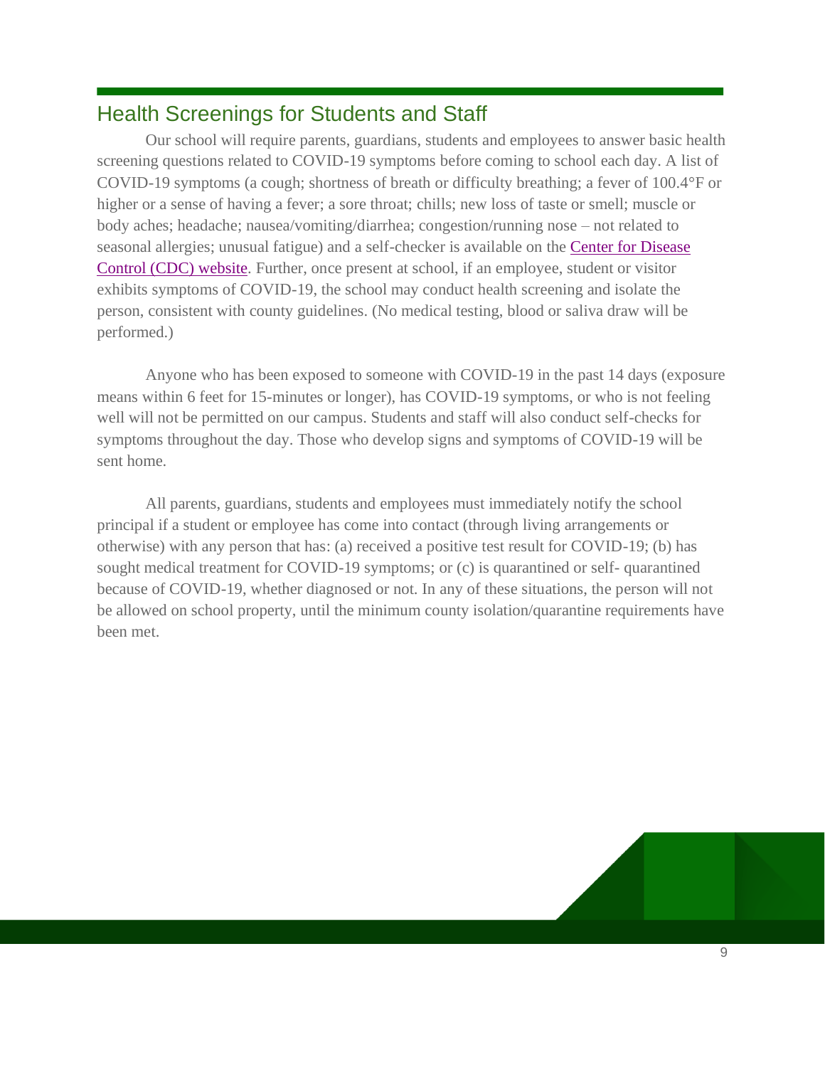## Health Screenings for Students and Staff

Our school will require parents, guardians, students and employees to answer basic health screening questions related to COVID-19 symptoms before coming to school each day. A list of COVID-19 symptoms (a cough; shortness of breath or difficulty breathing; a fever of 100.4°F or higher or a sense of having a fever; a sore throat; chills; new loss of taste or smell; muscle or body aches; headache; nausea/vomiting/diarrhea; congestion/running nose – not related to seasonal allergies; unusual fatigue) and a self-checker is available on the Center for Disease Control (CDC) website. Further, once present at school, if an employee, student or visitor exhibits symptoms of COVID-19, the school may conduct health screening and isolate the person, consistent with county guidelines. (No medical testing, blood or saliva draw will be performed.)

Anyone who has been exposed to someone with COVID-19 in the past 14 days (exposure means within 6 feet for 15-minutes or longer), has COVID-19 symptoms, or who is not feeling well will not be permitted on our campus. Students and staff will also conduct self-checks for symptoms throughout the day. Those who develop signs and symptoms of COVID-19 will be sent home.

All parents, guardians, students and employees must immediately notify the school principal if a student or employee has come into contact (through living arrangements or otherwise) with any person that has: (a) received a positive test result for COVID-19; (b) has sought medical treatment for COVID-19 symptoms; or (c) is quarantined or self- quarantined because of COVID-19, whether diagnosed or not. In any of these situations, the person will not be allowed on school property, until the minimum county isolation/quarantine requirements have been met.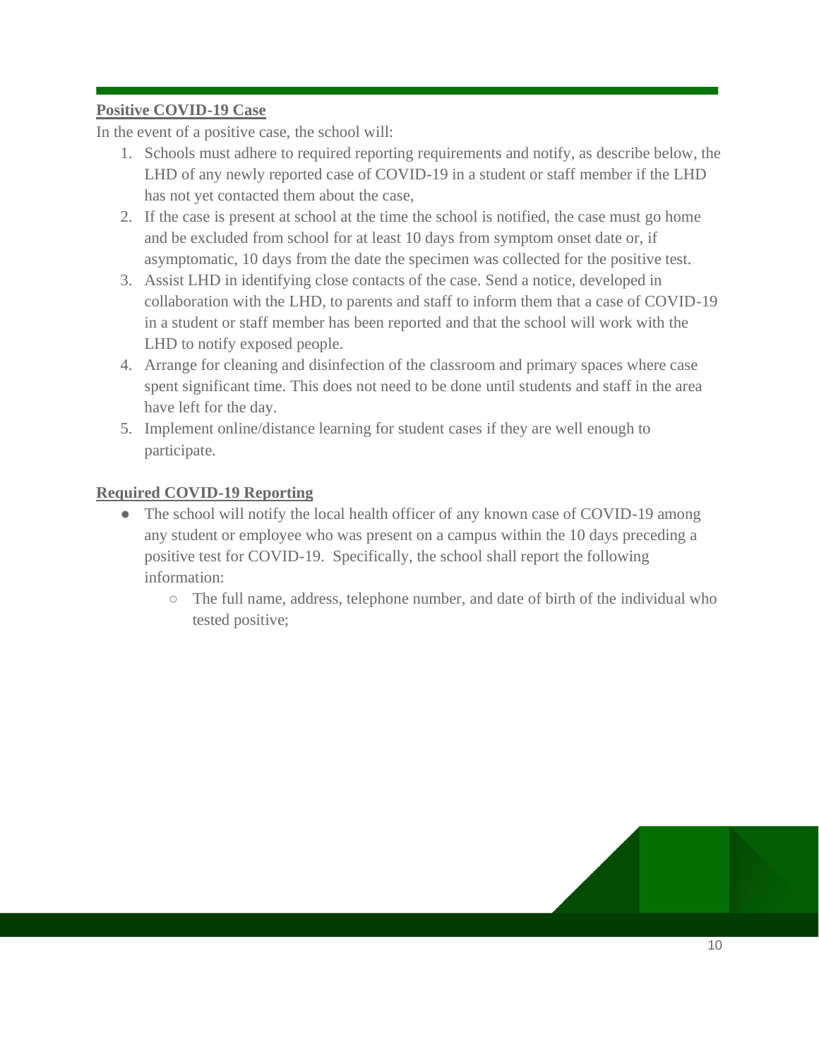**Positive COVID-19 Case**

In the event of a positive case, the school will:

1. Schools must adhere to required reporting requirements and notify, as describe below, the LHD of any newly reported case of COVID-19 in a student or staff member if the LHD has not yet contacted them about the case,
2. If the case is present at school at the time the school is notified, the case must go home and be excluded from school for at least 10 days from symptom onset date or, if asymptomatic, 10 days from the date the specimen was collected for the positive test.
3. Assist LHD in identifying close contacts of the case. Send a notice, developed in collaboration with the LHD, to parents and staff to inform them that a case of COVID-19 in a student or staff member has been reported and that the school will work with the LHD to notify exposed people.
4. Arrange for cleaning and disinfection of the classroom and primary spaces where case spent significant time. This does not need to be done until students and staff in the area have left for the day.
5. Implement online/distance learning for student cases if they are well enough to participate.

**Required COVID-19 Reporting**

- The school will notify the local health officer of any known case of COVID-19 among any student or employee who was present on a campus within the 10 days preceding a positive test for COVID-19. Specifically, the school shall report the following information:
    - The full name, address, telephone number, and date of birth of the individual who tested positive;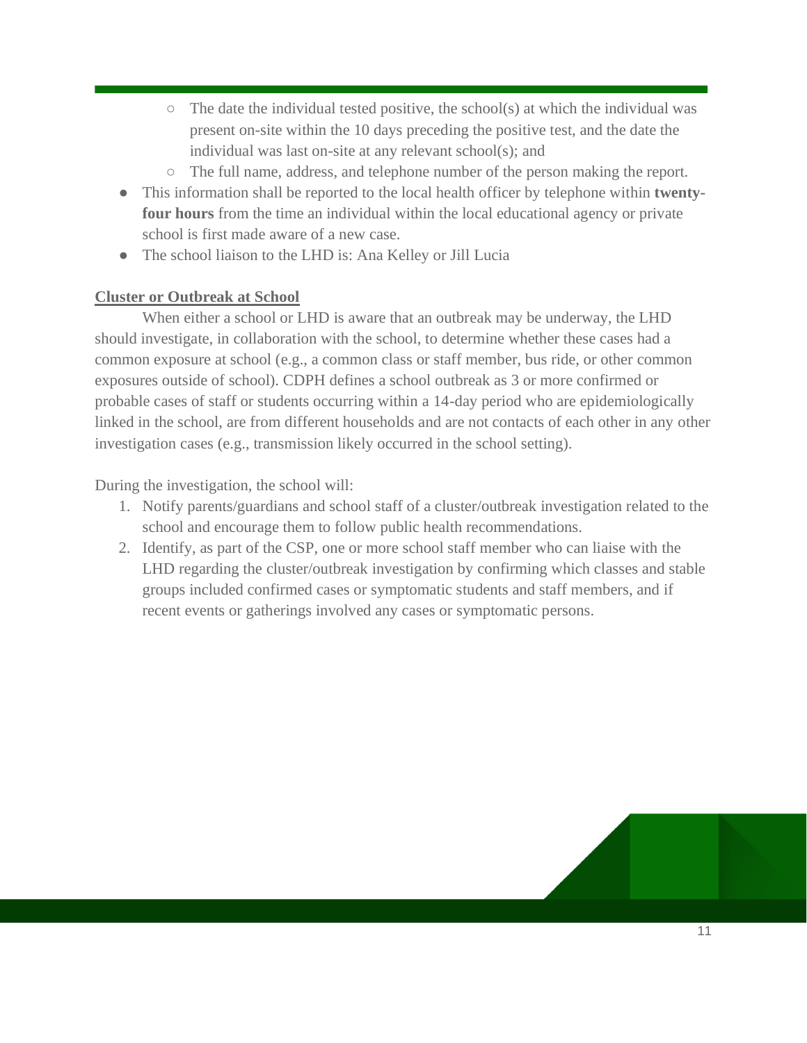- The date the individual tested positive, the school(s) at which the individual was present on-site within the 10 days preceding the positive test, and the date the individual was last on-site at any relevant school(s); and
    - The full name, address, and telephone number of the person making the report.
- This information shall be reported to the local health officer by telephone within **twenty-four hours** from the time an individual within the local educational agency or private school is first made aware of a new case.
- The school liaison to the LHD is: Ana Kelley or Jill Lucia

**Cluster or Outbreak at School**

When either a school or LHD is aware that an outbreak may be underway, the LHD should investigate, in collaboration with the school, to determine whether these cases had a common exposure at school (e.g., a common class or staff member, bus ride, or other common exposures outside of school). CDPH defines a school outbreak as 3 or more confirmed or probable cases of staff or students occurring within a 14-day period who are epidemiologically linked in the school, are from different households and are not contacts of each other in any other investigation cases (e.g., transmission likely occurred in the school setting).

During the investigation, the school will:

1. Notify parents/guardians and school staff of a cluster/outbreak investigation related to the school and encourage them to follow public health recommendations.
2. Identify, as part of the CSP, one or more school staff member who can liaise with the LHD regarding the cluster/outbreak investigation by confirming which classes and stable groups included confirmed cases or symptomatic students and staff members, and if recent events or gatherings involved any cases or symptomatic persons.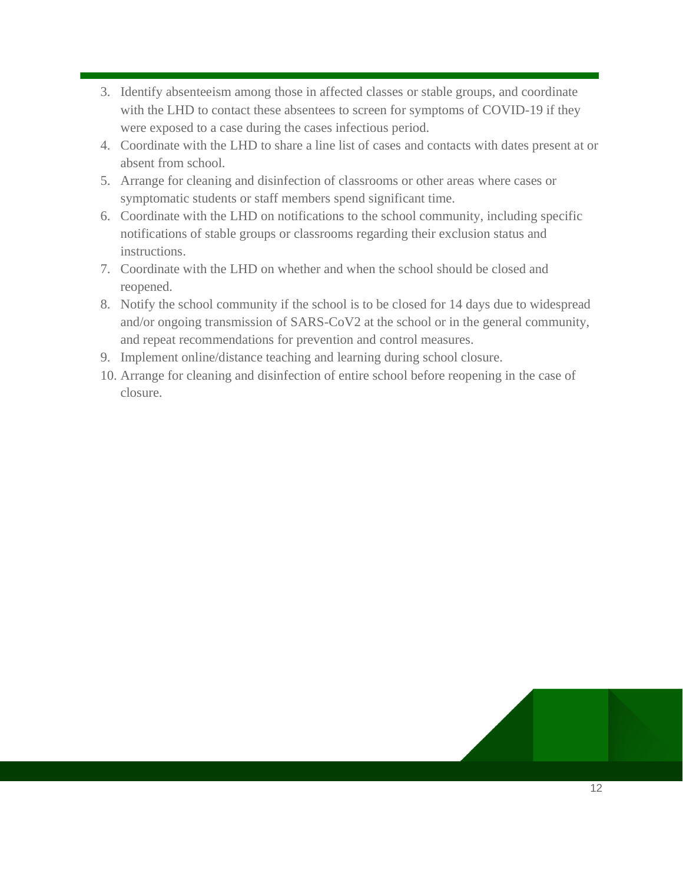3. Identify absenteeism among those in affected classes or stable groups, and coordinate with the LHD to contact these absentees to screen for symptoms of COVID-19 if they were exposed to a case during the cases infectious period.
4. Coordinate with the LHD to share a line list of cases and contacts with dates present at or absent from school.
5. Arrange for cleaning and disinfection of classrooms or other areas where cases or symptomatic students or staff members spend significant time.
6. Coordinate with the LHD on notifications to the school community, including specific notifications of stable groups or classrooms regarding their exclusion status and instructions.
7. Coordinate with the LHD on whether and when the school should be closed and reopened.
8. Notify the school community if the school is to be closed for 14 days due to widespread and/or ongoing transmission of SARS-CoV2 at the school or in the general community, and repeat recommendations for prevention and control measures.
9. Implement online/distance teaching and learning during school closure.
10. Arrange for cleaning and disinfection of entire school before reopening in the case of closure.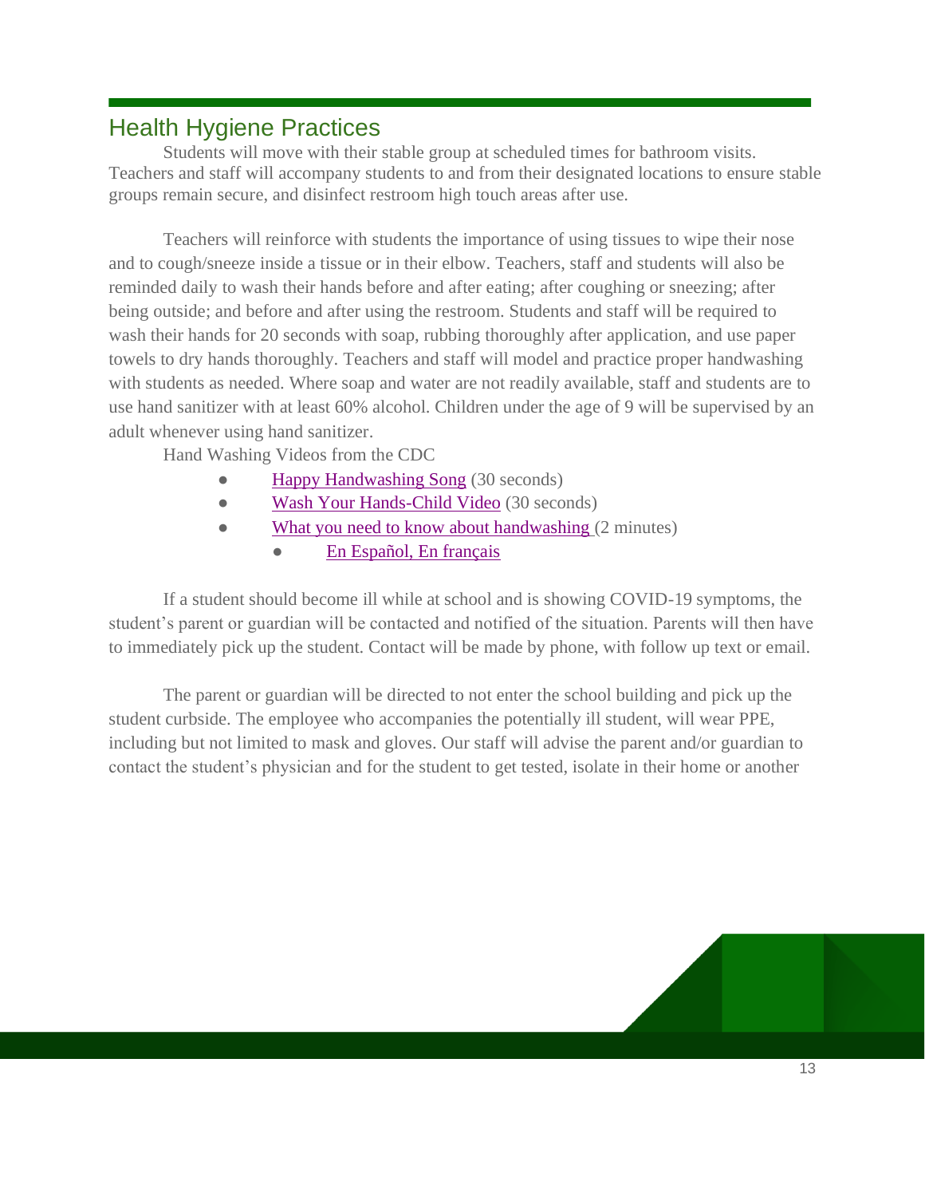## Health Hygiene Practices

Students will move with their stable group at scheduled times for bathroom visits. Teachers and staff will accompany students to and from their designated locations to ensure stable groups remain secure, and disinfect restroom high touch areas after use.

Teachers will reinforce with students the importance of using tissues to wipe their nose and to cough/sneeze inside a tissue or in their elbow. Teachers, staff and students will also be reminded daily to wash their hands before and after eating; after coughing or sneezing; after being outside; and before and after using the restroom. Students and staff will be required to wash their hands for 20 seconds with soap, rubbing thoroughly after application, and use paper towels to dry hands thoroughly. Teachers and staff will model and practice proper handwashing with students as needed. Where soap and water are not readily available, staff and students are to use hand sanitizer with at least 60% alcohol. Children under the age of 9 will be supervised by an adult whenever using hand sanitizer.

Hand Washing Videos from the CDC

- Happy Handwashing Song (30 seconds)
- Wash Your Hands-Child Video (30 seconds)
- What you need to know about handwashing (2 minutes)
    - En Español, En français

If a student should become ill while at school and is showing COVID-19 symptoms, the student's parent or guardian will be contacted and notified of the situation. Parents will then have to immediately pick up the student. Contact will be made by phone, with follow up text or email.

The parent or guardian will be directed to not enter the school building and pick up the student curbside. The employee who accompanies the potentially ill student, will wear PPE, including but not limited to mask and gloves. Our staff will advise the parent and/or guardian to contact the student's physician and for the student to get tested, isolate in their home or another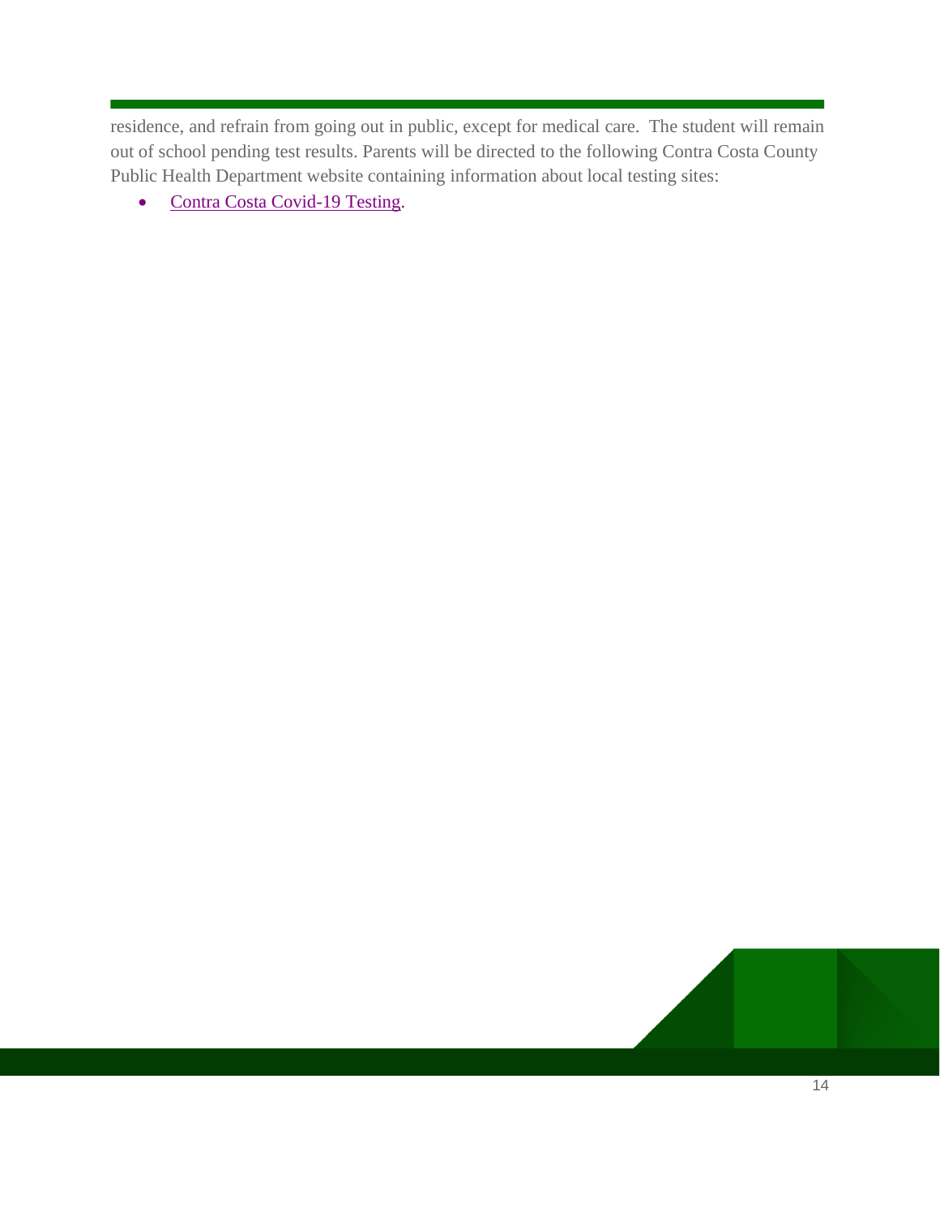residence, and refrain from going out in public, except for medical care. The student will remain out of school pending test results. Parents will be directed to the following Contra Costa County Public Health Department website containing information about local testing sites:

- Contra Costa Covid-19 Testing.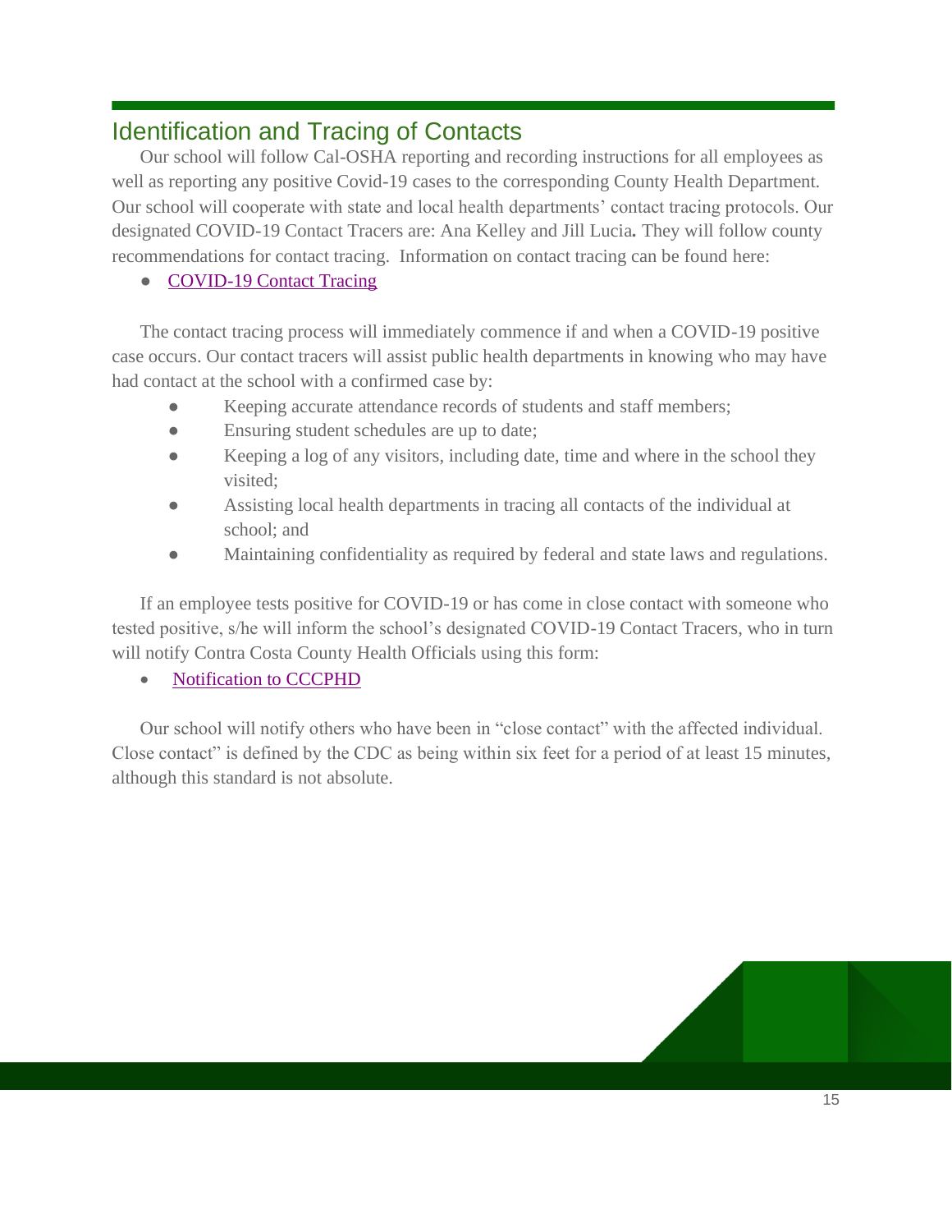## Identification and Tracing of Contacts

Our school will follow Cal-OSHA reporting and recording instructions for all employees as well as reporting any positive Covid-19 cases to the corresponding County Health Department. Our school will cooperate with state and local health departments' contact tracing protocols. Our designated COVID-19 Contact Tracers are: Ana Kelley and Jill Lucia**.** They will follow county recommendations for contact tracing. Information on contact tracing can be found here:

- COVID-19 Contact Tracing

The contact tracing process will immediately commence if and when a COVID-19 positive case occurs. Our contact tracers will assist public health departments in knowing who may have had contact at the school with a confirmed case by:

- Keeping accurate attendance records of students and staff members;
- Ensuring student schedules are up to date;
- Keeping a log of any visitors, including date, time and where in the school they visited;
- Assisting local health departments in tracing all contacts of the individual at school; and
- Maintaining confidentiality as required by federal and state laws and regulations.

If an employee tests positive for COVID-19 or has come in close contact with someone who tested positive, s/he will inform the school's designated COVID-19 Contact Tracers, who in turn will notify Contra Costa County Health Officials using this form:

- Notification to CCCPHD

Our school will notify others who have been in "close contact" with the affected individual. Close contact" is defined by the CDC as being within six feet for a period of at least 15 minutes, although this standard is not absolute.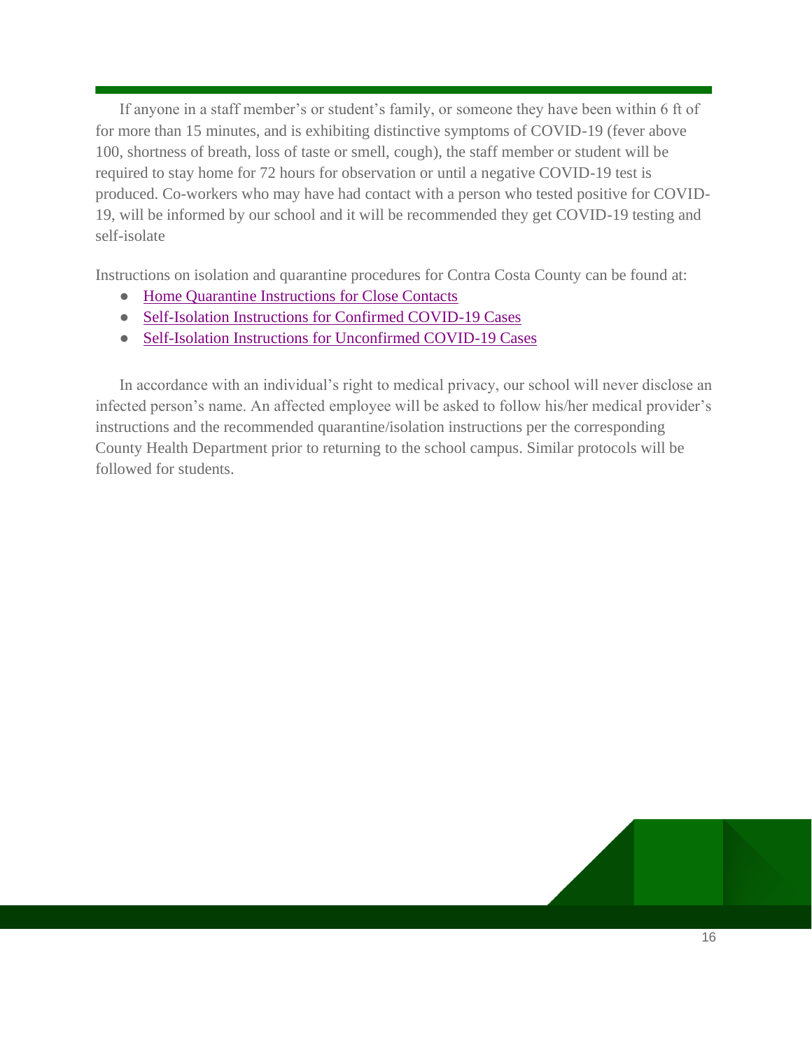If anyone in a staff member's or student's family, or someone they have been within 6 ft of for more than 15 minutes, and is exhibiting distinctive symptoms of COVID-19 (fever above 100, shortness of breath, loss of taste or smell, cough), the staff member or student will be required to stay home for 72 hours for observation or until a negative COVID-19 test is produced. Co-workers who may have had contact with a person who tested positive for COVID-19, will be informed by our school and it will be recommended they get COVID-19 testing and self-isolate

Instructions on isolation and quarantine procedures for Contra Costa County can be found at:

- Home Quarantine Instructions for Close Contacts
- Self-Isolation Instructions for Confirmed COVID-19 Cases
- Self-Isolation Instructions for Unconfirmed COVID-19 Cases

In accordance with an individual's right to medical privacy, our school will never disclose an infected person's name. An affected employee will be asked to follow his/her medical provider's instructions and the recommended quarantine/isolation instructions per the corresponding County Health Department prior to returning to the school campus. Similar protocols will be followed for students.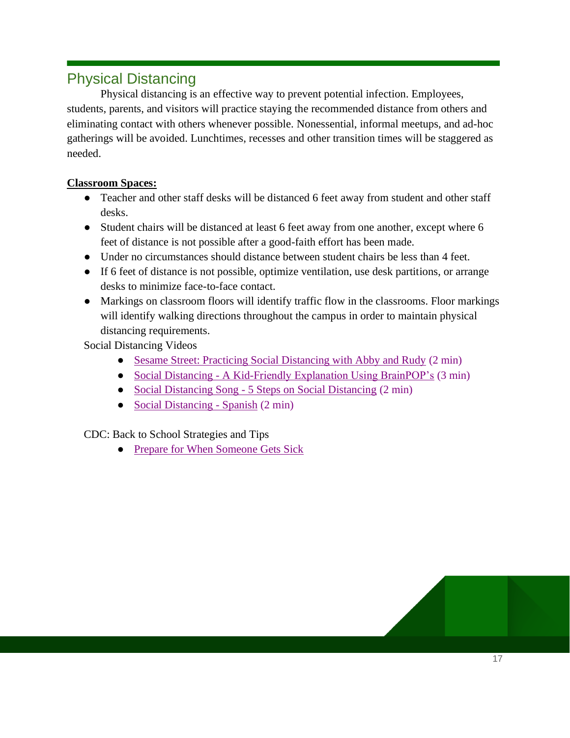## Physical Distancing

Physical distancing is an effective way to prevent potential infection. Employees, students, parents, and visitors will practice staying the recommended distance from others and eliminating contact with others whenever possible. Nonessential, informal meetups, and ad-hoc gatherings will be avoided. Lunchtimes, recesses and other transition times will be staggered as needed.

**Classroom Spaces:**

- Teacher and other staff desks will be distanced 6 feet away from student and other staff desks.
- Student chairs will be distanced at least 6 feet away from one another, except where 6 feet of distance is not possible after a good-faith effort has been made.
- Under no circumstances should distance between student chairs be less than 4 feet.
- If 6 feet of distance is not possible, optimize ventilation, use desk partitions, or arrange desks to minimize face-to-face contact.
- Markings on classroom floors will identify traffic flow in the classrooms. Floor markings will identify walking directions throughout the campus in order to maintain physical distancing requirements.

Social Distancing Videos

- Sesame Street: Practicing Social Distancing with Abby and Rudy (2 min)
- Social Distancing - A Kid-Friendly Explanation Using BrainPOP's (3 min)
- Social Distancing Song - 5 Steps on Social Distancing (2 min)
- Social Distancing - Spanish (2 min)

CDC: Back to School Strategies and Tips

- Prepare for When Someone Gets Sick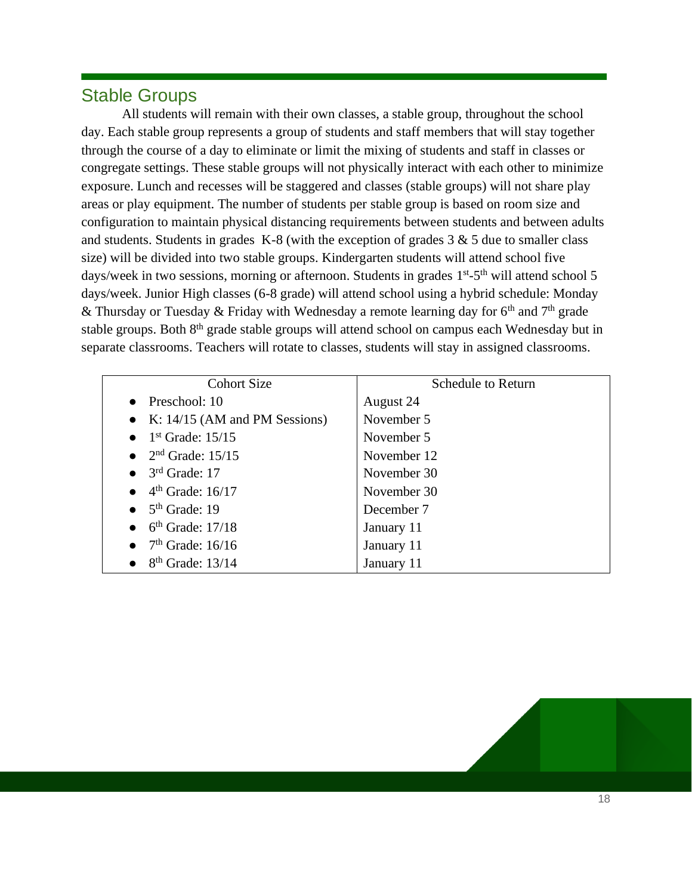## Stable Groups

All students will remain with their own classes, a stable group, throughout the school day. Each stable group represents a group of students and staff members that will stay together through the course of a day to eliminate or limit the mixing of students and staff in classes or congregate settings. These stable groups will not physically interact with each other to minimize exposure. Lunch and recesses will be staggered and classes (stable groups) will not share play areas or play equipment. The number of students per stable group is based on room size and configuration to maintain physical distancing requirements between students and between adults and students. Students in grades K-8 (with the exception of grades 3 & 5 due to smaller class size) will be divided into two stable groups. Kindergarten students will attend school five days/week in two sessions, morning or afternoon. Students in grades 1st-5th will attend school 5 days/week. Junior High classes (6-8 grade) will attend school using a hybrid schedule: Monday & Thursday or Tuesday & Friday with Wednesday a remote learning day for 6th and 7th grade stable groups. Both 8th grade stable groups will attend school on campus each Wednesday but in separate classrooms. Teachers will rotate to classes, students will stay in assigned classrooms.

| Cohort Size | Schedule to Return |
|---|---|
| • Preschool: 10 | August 24 |
| • K: 14/15 (AM and PM Sessions) | November 5 |
| • 1st Grade: 15/15 | November 5 |
| • 2nd Grade: 15/15 | November 12 |
| • 3rd Grade: 17 | November 30 |
| • 4th Grade: 16/17 | November 30 |
| • 5th Grade: 19 | December 7 |
| • 6th Grade: 17/18 | January 11 |
| • 7th Grade: 16/16 | January 11 |
| • 8th Grade: 13/14 | January 11 |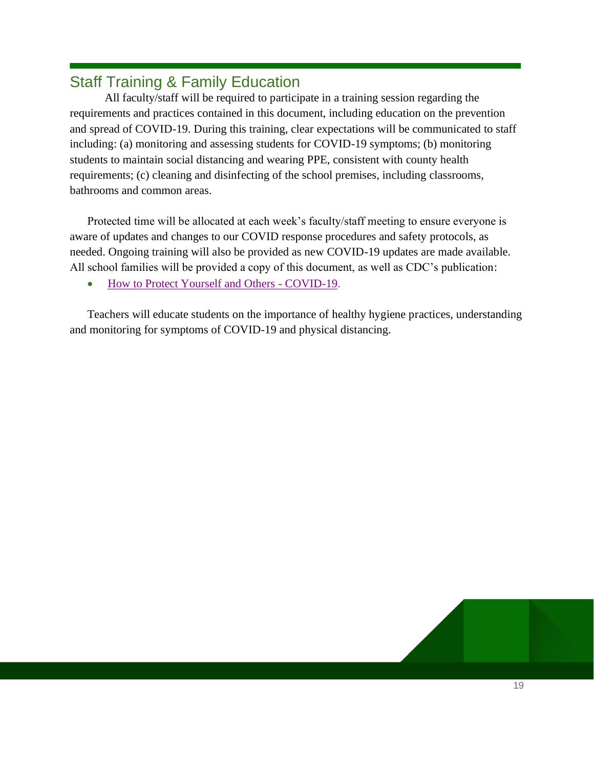## Staff Training & Family Education

All faculty/staff will be required to participate in a training session regarding the requirements and practices contained in this document, including education on the prevention and spread of COVID-19. During this training, clear expectations will be communicated to staff including: (a) monitoring and assessing students for COVID-19 symptoms; (b) monitoring students to maintain social distancing and wearing PPE, consistent with county health requirements; (c) cleaning and disinfecting of the school premises, including classrooms, bathrooms and common areas.

Protected time will be allocated at each week's faculty/staff meeting to ensure everyone is aware of updates and changes to our COVID response procedures and safety protocols, as needed. Ongoing training will also be provided as new COVID-19 updates are made available. All school families will be provided a copy of this document, as well as CDC's publication:

- How to Protect Yourself and Others - COVID-19.

Teachers will educate students on the importance of healthy hygiene practices, understanding and monitoring for symptoms of COVID-19 and physical distancing.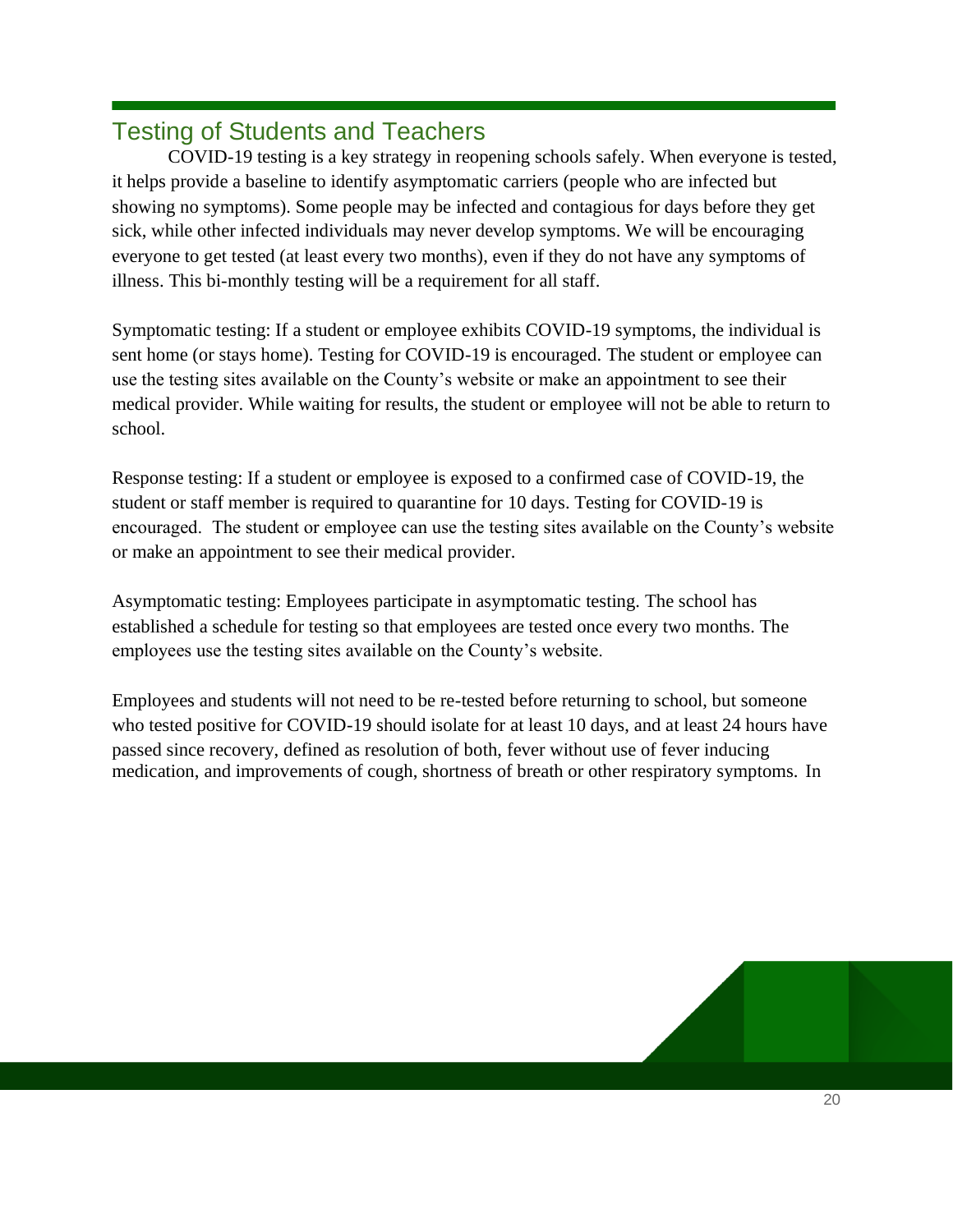## Testing of Students and Teachers

COVID-19 testing is a key strategy in reopening schools safely. When everyone is tested, it helps provide a baseline to identify asymptomatic carriers (people who are infected but showing no symptoms). Some people may be infected and contagious for days before they get sick, while other infected individuals may never develop symptoms. We will be encouraging everyone to get tested (at least every two months), even if they do not have any symptoms of illness. This bi-monthly testing will be a requirement for all staff.

Symptomatic testing: If a student or employee exhibits COVID-19 symptoms, the individual is sent home (or stays home). Testing for COVID-19 is encouraged. The student or employee can use the testing sites available on the County's website or make an appointment to see their medical provider. While waiting for results, the student or employee will not be able to return to school.

Response testing: If a student or employee is exposed to a confirmed case of COVID-19, the student or staff member is required to quarantine for 10 days. Testing for COVID-19 is encouraged. The student or employee can use the testing sites available on the County's website or make an appointment to see their medical provider.

Asymptomatic testing: Employees participate in asymptomatic testing. The school has established a schedule for testing so that employees are tested once every two months. The employees use the testing sites available on the County's website.

Employees and students will not need to be re-tested before returning to school, but someone who tested positive for COVID-19 should isolate for at least 10 days, and at least 24 hours have passed since recovery, defined as resolution of both, fever without use of fever inducing medication, and improvements of cough, shortness of breath or other respiratory symptoms. In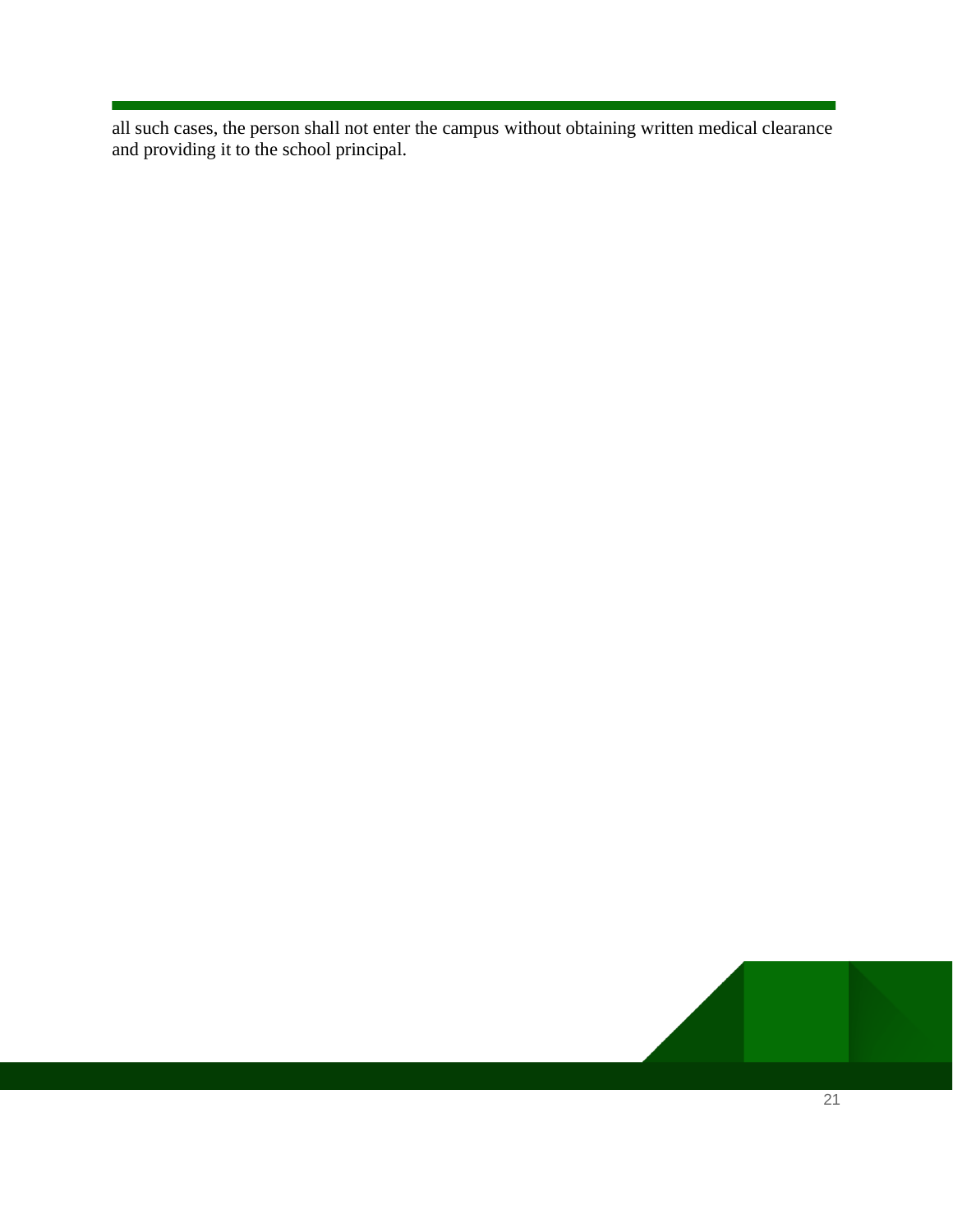all such cases, the person shall not enter the campus without obtaining written medical clearance and providing it to the school principal.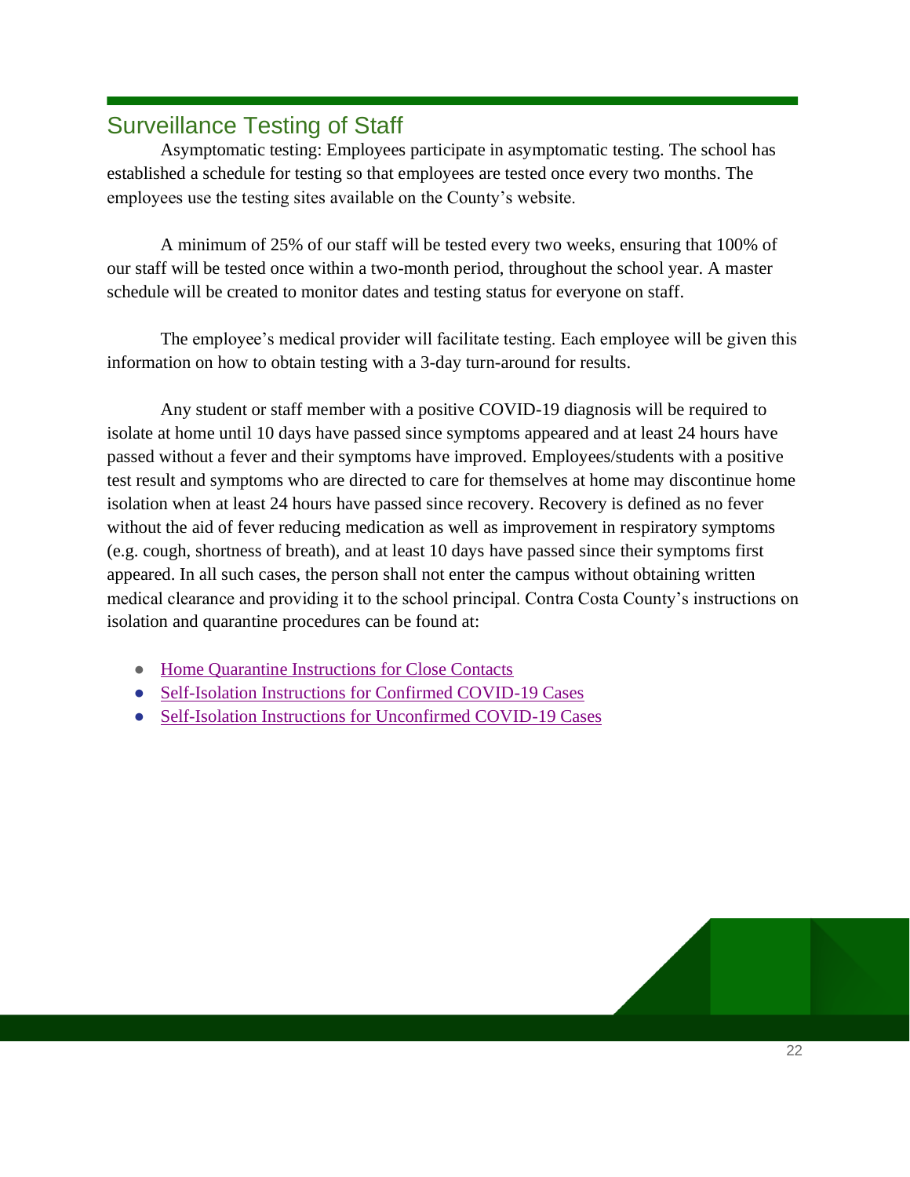## Surveillance Testing of Staff

Asymptomatic testing: Employees participate in asymptomatic testing. The school has established a schedule for testing so that employees are tested once every two months. The employees use the testing sites available on the County's website.

A minimum of 25% of our staff will be tested every two weeks, ensuring that 100% of our staff will be tested once within a two-month period, throughout the school year. A master schedule will be created to monitor dates and testing status for everyone on staff.

The employee's medical provider will facilitate testing. Each employee will be given this information on how to obtain testing with a 3-day turn-around for results.

Any student or staff member with a positive COVID-19 diagnosis will be required to isolate at home until 10 days have passed since symptoms appeared and at least 24 hours have passed without a fever and their symptoms have improved. Employees/students with a positive test result and symptoms who are directed to care for themselves at home may discontinue home isolation when at least 24 hours have passed since recovery. Recovery is defined as no fever without the aid of fever reducing medication as well as improvement in respiratory symptoms (e.g. cough, shortness of breath), and at least 10 days have passed since their symptoms first appeared. In all such cases, the person shall not enter the campus without obtaining written medical clearance and providing it to the school principal. Contra Costa County's instructions on isolation and quarantine procedures can be found at:

- Home Quarantine Instructions for Close Contacts
- Self-Isolation Instructions for Confirmed COVID-19 Cases
- Self-Isolation Instructions for Unconfirmed COVID-19 Cases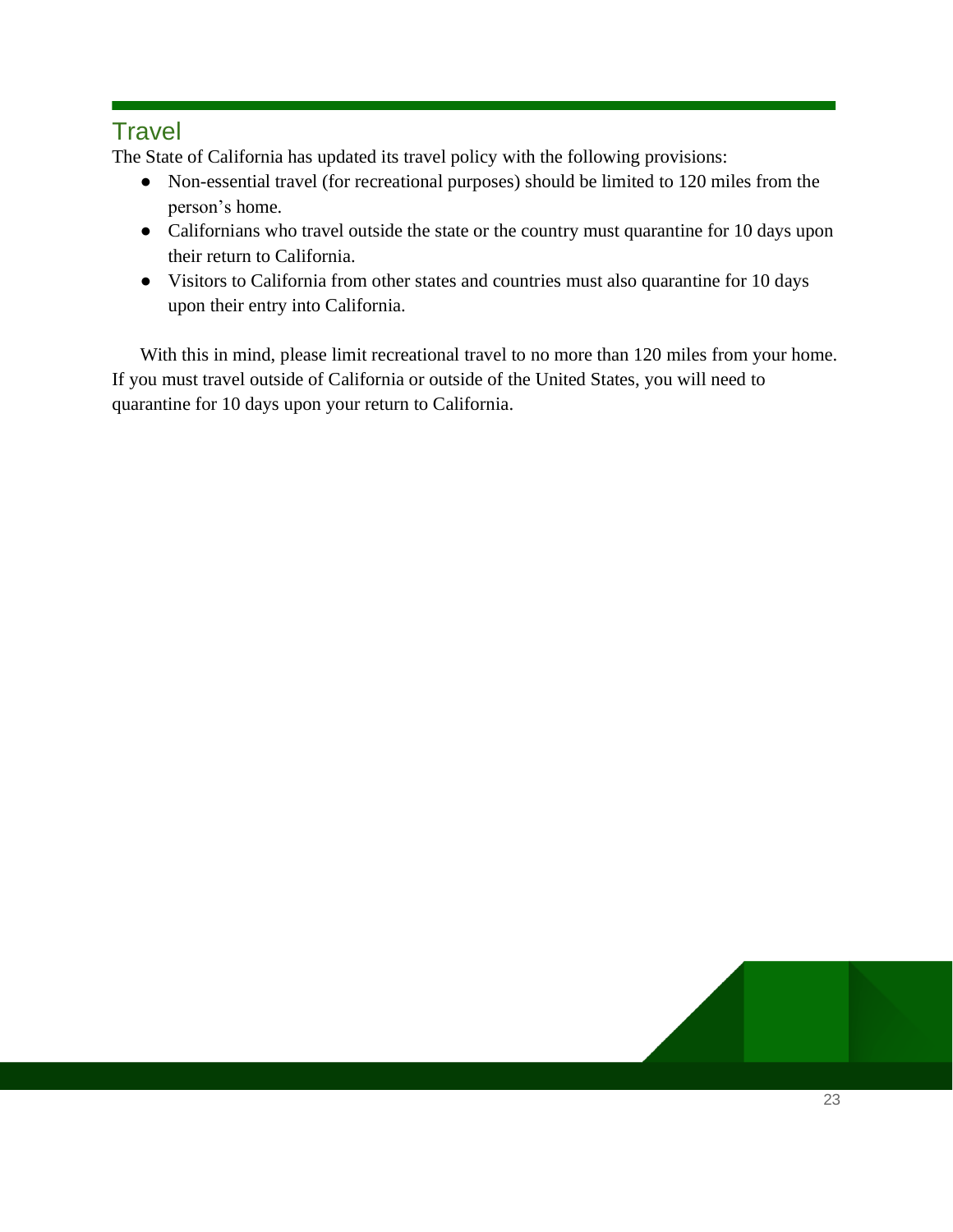## Travel

The State of California has updated its travel policy with the following provisions:

- Non-essential travel (for recreational purposes) should be limited to 120 miles from the person's home.
- Californians who travel outside the state or the country must quarantine for 10 days upon their return to California.
- Visitors to California from other states and countries must also quarantine for 10 days upon their entry into California.

With this in mind, please limit recreational travel to no more than 120 miles from your home. If you must travel outside of California or outside of the United States, you will need to quarantine for 10 days upon your return to California.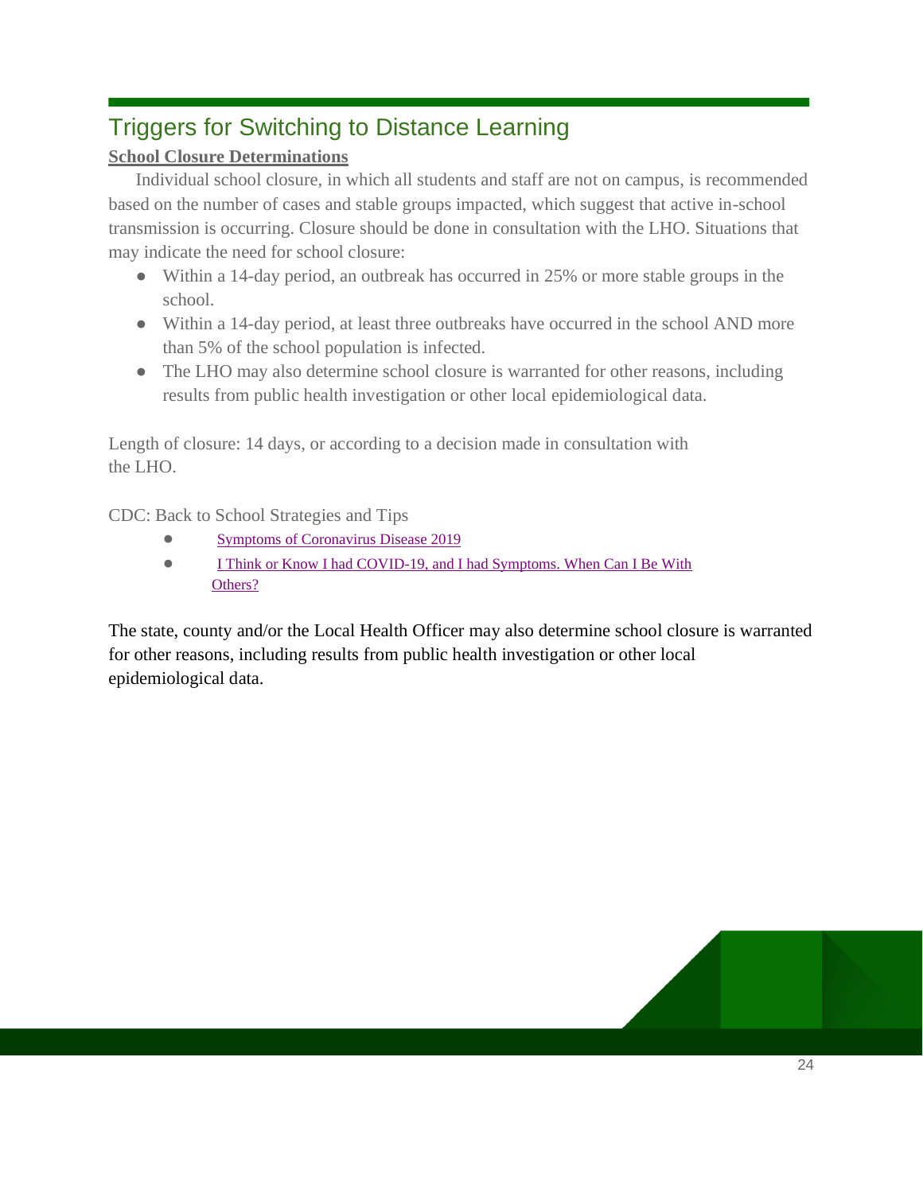## Triggers for Switching to Distance Learning

**School Closure Determinations**

Individual school closure, in which all students and staff are not on campus, is recommended based on the number of cases and stable groups impacted, which suggest that active in-school transmission is occurring. Closure should be done in consultation with the LHO. Situations that may indicate the need for school closure:

- Within a 14-day period, an outbreak has occurred in 25% or more stable groups in the school.
- Within a 14-day period, at least three outbreaks have occurred in the school AND more than 5% of the school population is infected.
- The LHO may also determine school closure is warranted for other reasons, including results from public health investigation or other local epidemiological data.

Length of closure: 14 days, or according to a decision made in consultation with the LHO.

CDC: Back to School Strategies and Tips

- Symptoms of Coronavirus Disease 2019
- I Think or Know I had COVID-19, and I had Symptoms. When Can I Be With Others?

The state, county and/or the Local Health Officer may also determine school closure is warranted for other reasons, including results from public health investigation or other local epidemiological data.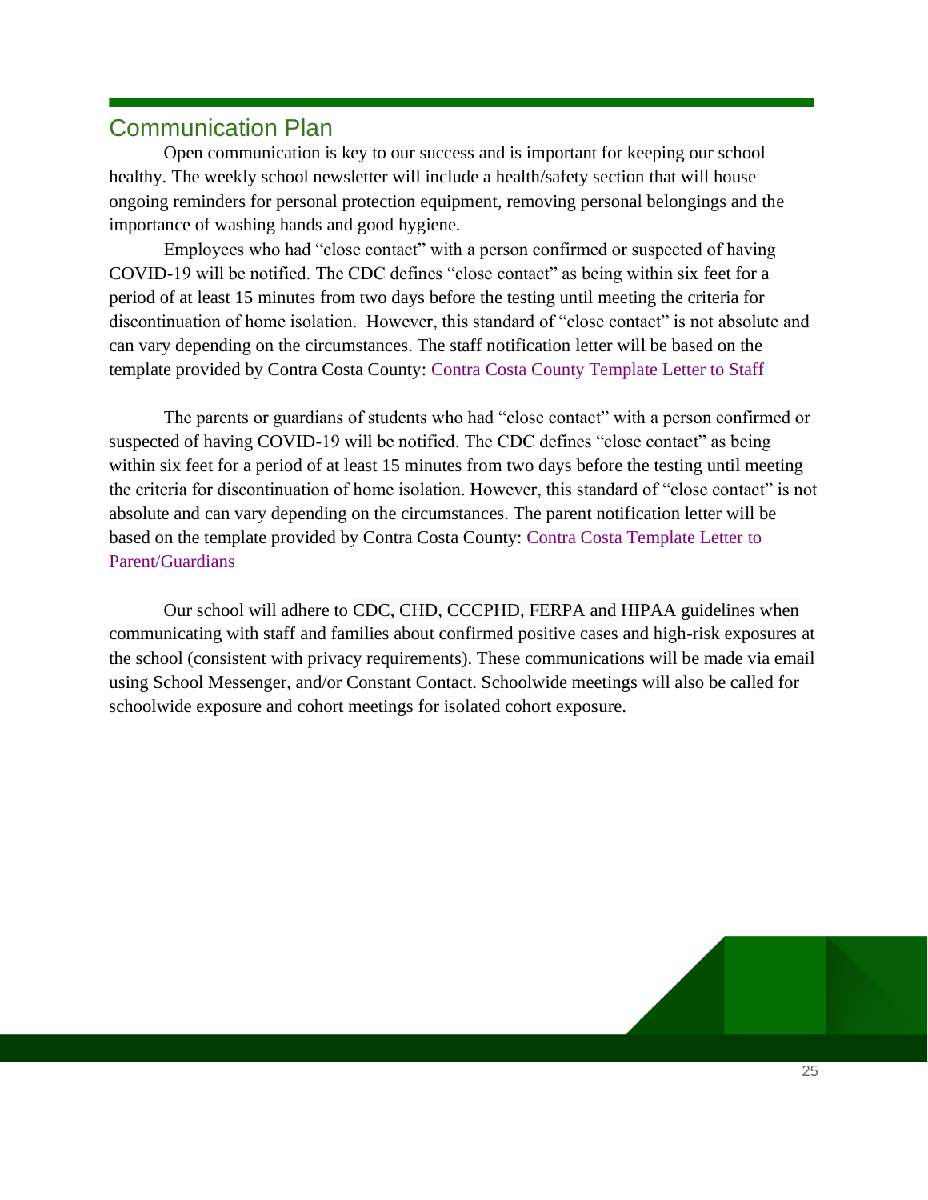## Communication Plan

Open communication is key to our success and is important for keeping our school healthy. The weekly school newsletter will include a health/safety section that will house ongoing reminders for personal protection equipment, removing personal belongings and the importance of washing hands and good hygiene.

Employees who had "close contact" with a person confirmed or suspected of having COVID-19 will be notified. The CDC defines "close contact" as being within six feet for a period of at least 15 minutes from two days before the testing until meeting the criteria for discontinuation of home isolation. However, this standard of "close contact" is not absolute and can vary depending on the circumstances. The staff notification letter will be based on the template provided by Contra Costa County: Contra Costa County Template Letter to Staff

The parents or guardians of students who had "close contact" with a person confirmed or suspected of having COVID-19 will be notified. The CDC defines "close contact" as being within six feet for a period of at least 15 minutes from two days before the testing until meeting the criteria for discontinuation of home isolation. However, this standard of "close contact" is not absolute and can vary depending on the circumstances. The parent notification letter will be based on the template provided by Contra Costa County: Contra Costa Template Letter to Parent/Guardians

Our school will adhere to CDC, CHD, CCCPHD, FERPA and HIPAA guidelines when communicating with staff and families about confirmed positive cases and high-risk exposures at the school (consistent with privacy requirements). These communications will be made via email using School Messenger, and/or Constant Contact. Schoolwide meetings will also be called for schoolwide exposure and cohort meetings for isolated cohort exposure.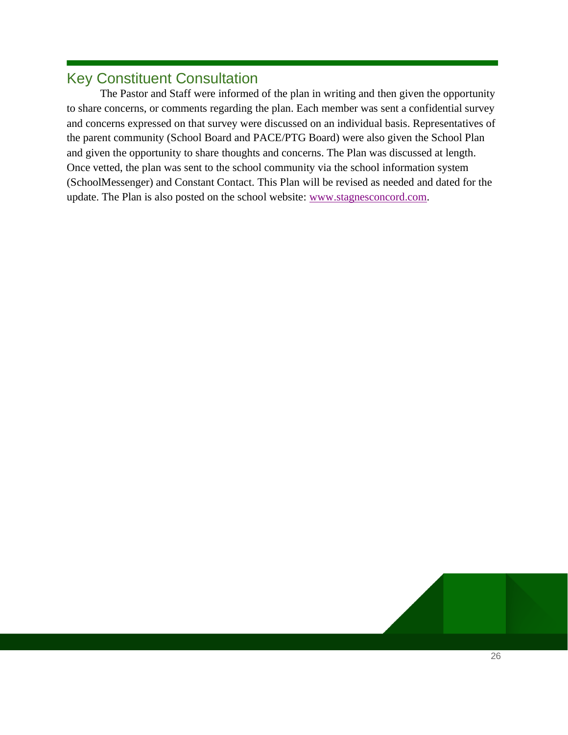## Key Constituent Consultation

The Pastor and Staff were informed of the plan in writing and then given the opportunity to share concerns, or comments regarding the plan. Each member was sent a confidential survey and concerns expressed on that survey were discussed on an individual basis. Representatives of the parent community (School Board and PACE/PTG Board) were also given the School Plan and given the opportunity to share thoughts and concerns. The Plan was discussed at length. Once vetted, the plan was sent to the school community via the school information system (SchoolMessenger) and Constant Contact. This Plan will be revised as needed and dated for the update. The Plan is also posted on the school website: [www.stagnesconcord.com](http://www.stagnesconcord.com).